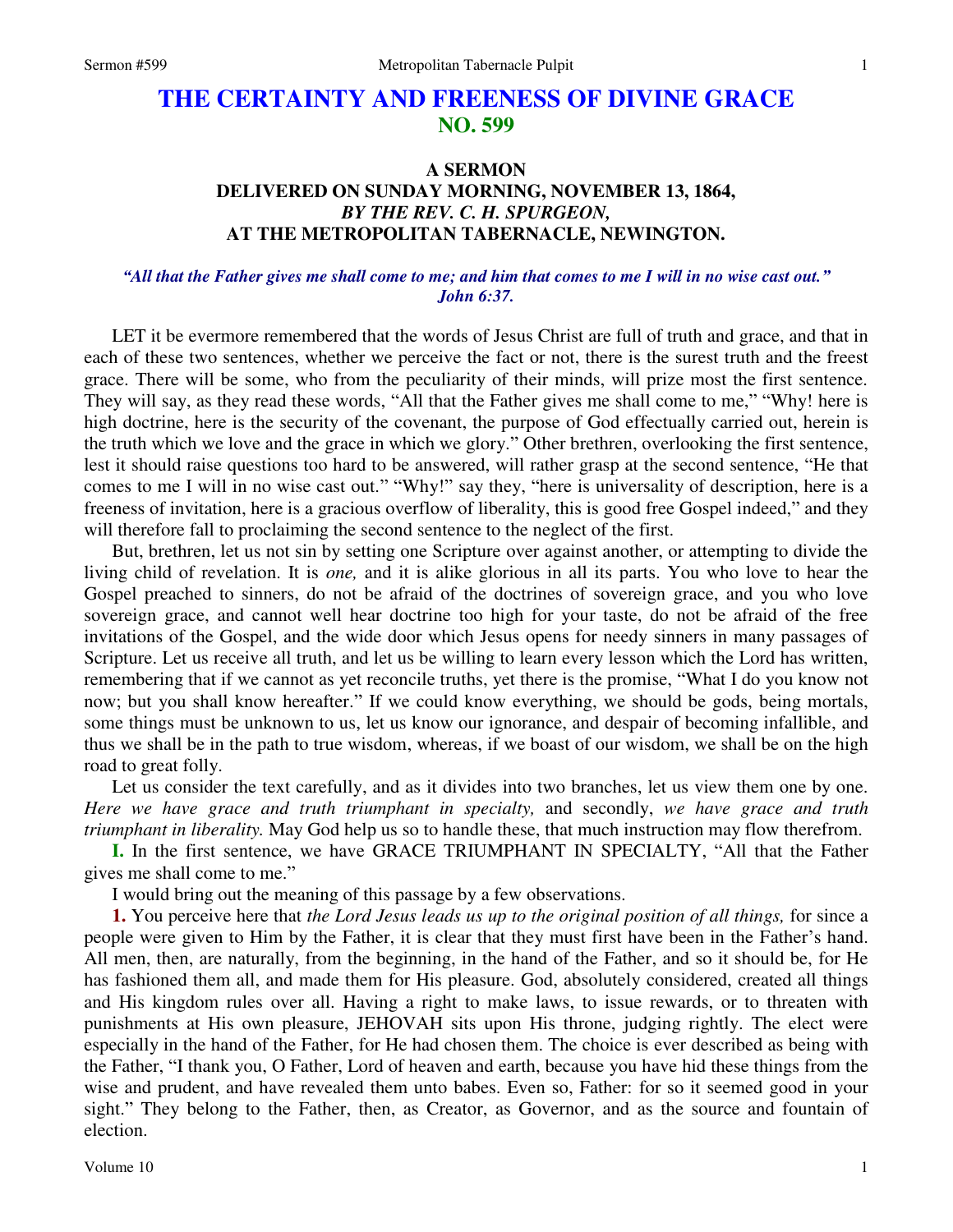# THE CERTAINTY AND FREENESS OF DIVINE GRACE
## NO. 599

### A SERMON
### DELIVERED ON SUNDAY MORNING, NOVEMBER 13, 1864,
### *BY THE REV. C. H. SPURGEON,*
### AT THE METROPOLITAN TABERNACLE, NEWINGTON.

***"All that the Father gives me shall come to me; and him that comes to me I will in no wise cast out." John 6:37.***

LET it be evermore remembered that the words of Jesus Christ are full of truth and grace, and that in each of these two sentences, whether we perceive the fact or not, there is the surest truth and the freest grace. There will be some, who from the peculiarity of their minds, will prize most the first sentence. They will say, as they read these words, "All that the Father gives me shall come to me," "Why! here is high doctrine, here is the security of the covenant, the purpose of God effectually carried out, herein is the truth which we love and the grace in which we glory." Other brethren, overlooking the first sentence, lest it should raise questions too hard to be answered, will rather grasp at the second sentence, "He that comes to me I will in no wise cast out." "Why!" say they, "here is universality of description, here is a freeness of invitation, here is a gracious overflow of liberality, this is good free Gospel indeed," and they will therefore fall to proclaiming the second sentence to the neglect of the first.

But, brethren, let us not sin by setting one Scripture over against another, or attempting to divide the living child of revelation. It is *one,* and it is alike glorious in all its parts. You who love to hear the Gospel preached to sinners, do not be afraid of the doctrines of sovereign grace, and you who love sovereign grace, and cannot well hear doctrine too high for your taste, do not be afraid of the free invitations of the Gospel, and the wide door which Jesus opens for needy sinners in many passages of Scripture. Let us receive all truth, and let us be willing to learn every lesson which the Lord has written, remembering that if we cannot as yet reconcile truths, yet there is the promise, "What I do you know not now; but you shall know hereafter." If we could know everything, we should be gods, being mortals, some things must be unknown to us, let us know our ignorance, and despair of becoming infallible, and thus we shall be in the path to true wisdom, whereas, if we boast of our wisdom, we shall be on the high road to great folly.

Let us consider the text carefully, and as it divides into two branches, let us view them one by one. *Here we have grace and truth triumphant in specialty,* and secondly, *we have grace and truth triumphant in liberality.* May God help us so to handle these, that much instruction may flow therefrom.

**I.** In the first sentence, we have GRACE TRIUMPHANT IN SPECIALTY, "All that the Father gives me shall come to me."

I would bring out the meaning of this passage by a few observations.

**1.** You perceive here that *the Lord Jesus leads us up to the original position of all things,* for since a people were given to Him by the Father, it is clear that they must first have been in the Father's hand. All men, then, are naturally, from the beginning, in the hand of the Father, and so it should be, for He has fashioned them all, and made them for His pleasure. God, absolutely considered, created all things and His kingdom rules over all. Having a right to make laws, to issue rewards, or to threaten with punishments at His own pleasure, JEHOVAH sits upon His throne, judging rightly. The elect were especially in the hand of the Father, for He had chosen them. The choice is ever described as being with the Father, "I thank you, O Father, Lord of heaven and earth, because you have hid these things from the wise and prudent, and have revealed them unto babes. Even so, Father: for so it seemed good in your sight." They belong to the Father, then, as Creator, as Governor, and as the source and fountain of election.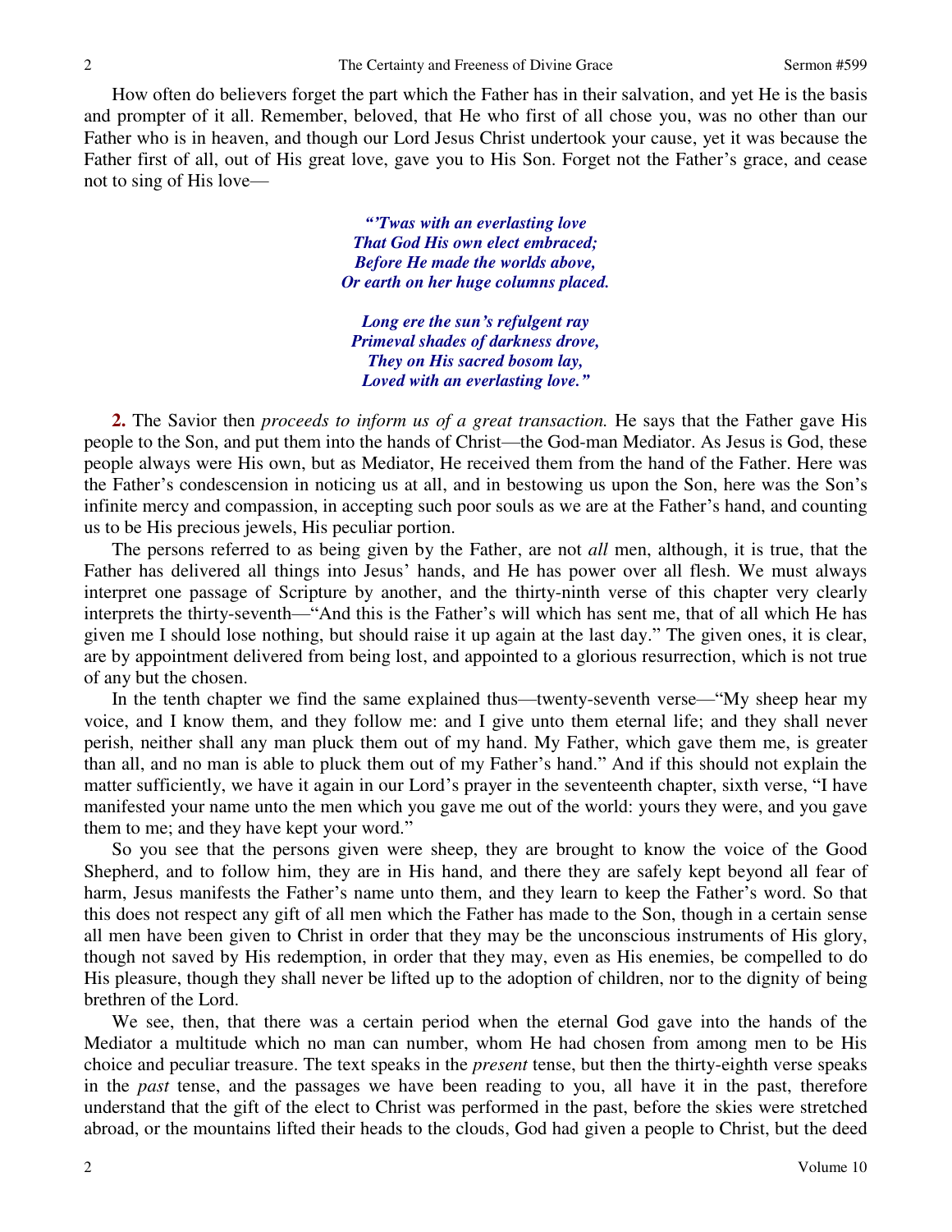How often do believers forget the part which the Father has in their salvation, and yet He is the basis and prompter of it all. Remember, beloved, that He who first of all chose you, was no other than our Father who is in heaven, and though our Lord Jesus Christ undertook your cause, yet it was because the Father first of all, out of His great love, gave you to His Son. Forget not the Father's grace, and cease not to sing of His love—

> ***"'Twas with an everlasting love***
> ***That God His own elect embraced;***
> ***Before He made the worlds above,***
> ***Or earth on her huge columns placed.***
>
> ***Long ere the sun's refulgent ray***
> ***Primeval shades of darkness drove,***
> ***They on His sacred bosom lay,***
> ***Loved with an everlasting love."***

**2.** The Savior then *proceeds to inform us of a great transaction.* He says that the Father gave His people to the Son, and put them into the hands of Christ—the God-man Mediator. As Jesus is God, these people always were His own, but as Mediator, He received them from the hand of the Father. Here was the Father's condescension in noticing us at all, and in bestowing us upon the Son, here was the Son's infinite mercy and compassion, in accepting such poor souls as we are at the Father's hand, and counting us to be His precious jewels, His peculiar portion.

The persons referred to as being given by the Father, are not *all* men, although, it is true, that the Father has delivered all things into Jesus' hands, and He has power over all flesh. We must always interpret one passage of Scripture by another, and the thirty-ninth verse of this chapter very clearly interprets the thirty-seventh—"And this is the Father's will which has sent me, that of all which He has given me I should lose nothing, but should raise it up again at the last day." The given ones, it is clear, are by appointment delivered from being lost, and appointed to a glorious resurrection, which is not true of any but the chosen.

In the tenth chapter we find the same explained thus—twenty-seventh verse—"My sheep hear my voice, and I know them, and they follow me: and I give unto them eternal life; and they shall never perish, neither shall any man pluck them out of my hand. My Father, which gave them me, is greater than all, and no man is able to pluck them out of my Father's hand." And if this should not explain the matter sufficiently, we have it again in our Lord's prayer in the seventeenth chapter, sixth verse, "I have manifested your name unto the men which you gave me out of the world: yours they were, and you gave them to me; and they have kept your word."

So you see that the persons given were sheep, they are brought to know the voice of the Good Shepherd, and to follow him, they are in His hand, and there they are safely kept beyond all fear of harm, Jesus manifests the Father's name unto them, and they learn to keep the Father's word. So that this does not respect any gift of all men which the Father has made to the Son, though in a certain sense all men have been given to Christ in order that they may be the unconscious instruments of His glory, though not saved by His redemption, in order that they may, even as His enemies, be compelled to do His pleasure, though they shall never be lifted up to the adoption of children, nor to the dignity of being brethren of the Lord.

We see, then, that there was a certain period when the eternal God gave into the hands of the Mediator a multitude which no man can number, whom He had chosen from among men to be His choice and peculiar treasure. The text speaks in the *present* tense, but then the thirty-eighth verse speaks in the *past* tense, and the passages we have been reading to you, all have it in the past, therefore understand that the gift of the elect to Christ was performed in the past, before the skies were stretched abroad, or the mountains lifted their heads to the clouds, God had given a people to Christ, but the deed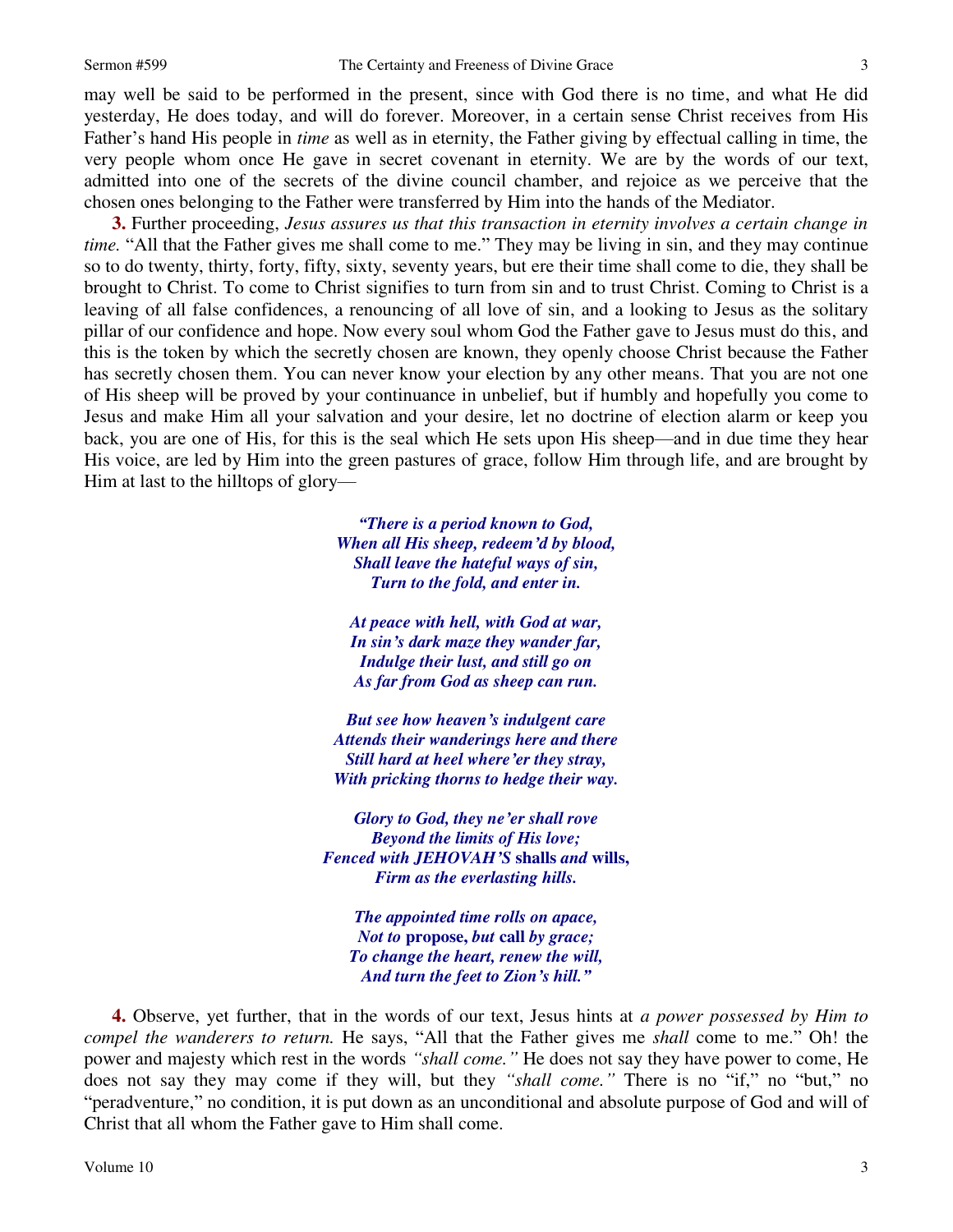may well be said to be performed in the present, since with God there is no time, and what He did yesterday, He does today, and will do forever. Moreover, in a certain sense Christ receives from His Father's hand His people in *time* as well as in eternity, the Father giving by effectual calling in time, the very people whom once He gave in secret covenant in eternity. We are by the words of our text, admitted into one of the secrets of the divine council chamber, and rejoice as we perceive that the chosen ones belonging to the Father were transferred by Him into the hands of the Mediator.

**3.** Further proceeding, *Jesus assures us that this transaction in eternity involves a certain change in time.* "All that the Father gives me shall come to me." They may be living in sin, and they may continue so to do twenty, thirty, forty, fifty, sixty, seventy years, but ere their time shall come to die, they shall be brought to Christ. To come to Christ signifies to turn from sin and to trust Christ. Coming to Christ is a leaving of all false confidences, a renouncing of all love of sin, and a looking to Jesus as the solitary pillar of our confidence and hope. Now every soul whom God the Father gave to Jesus must do this, and this is the token by which the secretly chosen are known, they openly choose Christ because the Father has secretly chosen them. You can never know your election by any other means. That you are not one of His sheep will be proved by your continuance in unbelief, but if humbly and hopefully you come to Jesus and make Him all your salvation and your desire, let no doctrine of election alarm or keep you back, you are one of His, for this is the seal which He sets upon His sheep—and in due time they hear His voice, are led by Him into the green pastures of grace, follow Him through life, and are brought by Him at last to the hilltops of glory—

> ***"There is a period known to God,***
> ***When all His sheep, redeem'd by blood,***
> ***Shall leave the hateful ways of sin,***
> ***Turn to the fold, and enter in.***
>
> ***At peace with hell, with God at war,***
> ***In sin's dark maze they wander far,***
> ***Indulge their lust, and still go on***
> ***As far from God as sheep can run.***
>
> ***But see how heaven's indulgent care***
> ***Attends their wanderings here and there***
> ***Still hard at heel where'er they stray,***
> ***With pricking thorns to hedge their way.***
>
> ***Glory to God, they ne'er shall rove***
> ***Beyond the limits of His love;***
> ***Fenced with JEHOVAH'S* shalls *and* wills,**
> ***Firm as the everlasting hills.***
>
> ***The appointed time rolls on apace,***
> ***Not to* propose, *but* call *by grace;***
> ***To change the heart, renew the will,***
> ***And turn the feet to Zion's hill."***

**4.** Observe, yet further, that in the words of our text, Jesus hints at *a power possessed by Him to compel the wanderers to return.* He says, "All that the Father gives me *shall* come to me." Oh! the power and majesty which rest in the words *"shall come."* He does not say they have power to come, He does not say they may come if they will, but they *"shall come."* There is no "if," no "but," no "peradventure," no condition, it is put down as an unconditional and absolute purpose of God and will of Christ that all whom the Father gave to Him shall come.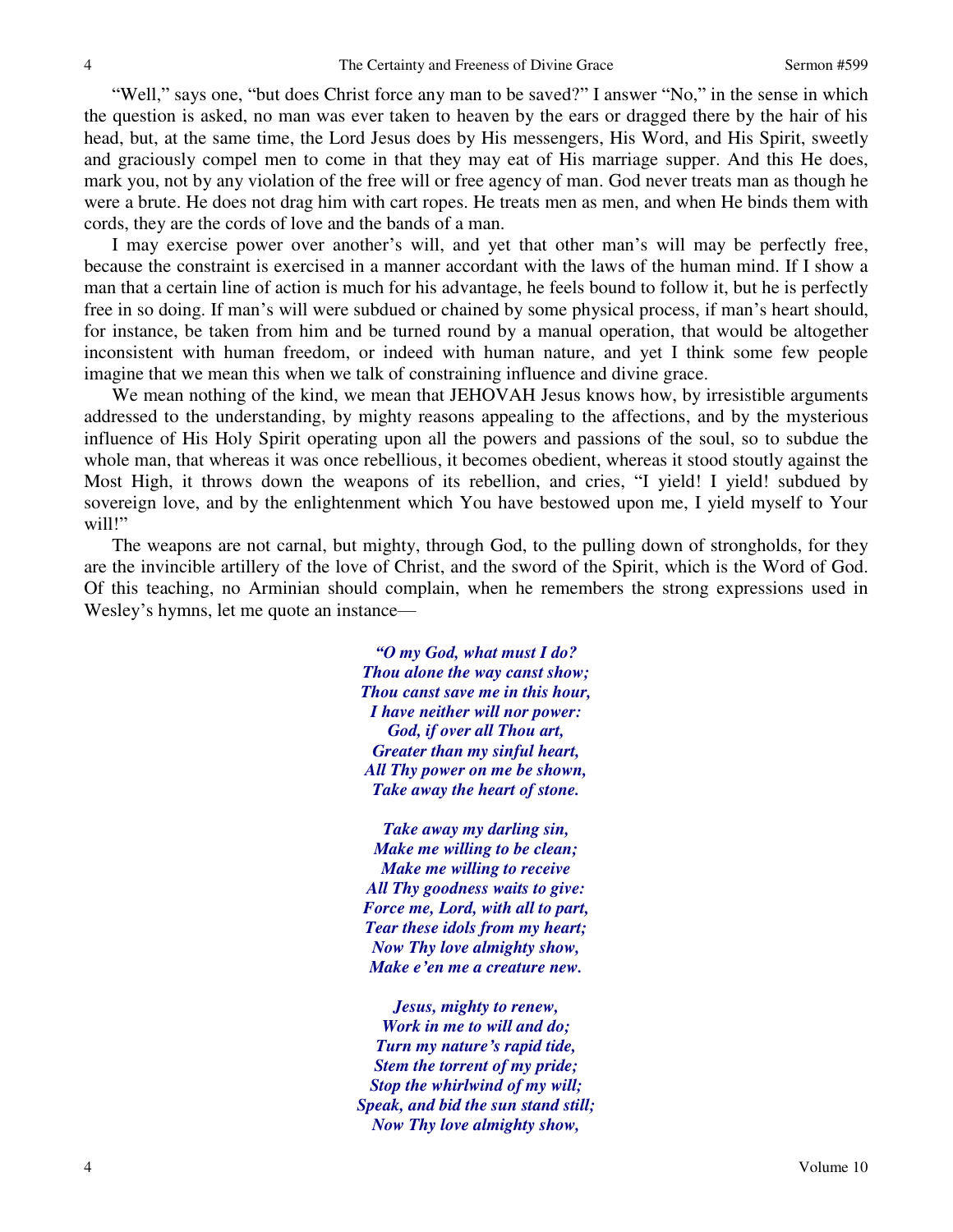"Well," says one, "but does Christ force any man to be saved?" I answer "No," in the sense in which the question is asked, no man was ever taken to heaven by the ears or dragged there by the hair of his head, but, at the same time, the Lord Jesus does by His messengers, His Word, and His Spirit, sweetly and graciously compel men to come in that they may eat of His marriage supper. And this He does, mark you, not by any violation of the free will or free agency of man. God never treats man as though he were a brute. He does not drag him with cart ropes. He treats men as men, and when He binds them with cords, they are the cords of love and the bands of a man.

I may exercise power over another's will, and yet that other man's will may be perfectly free, because the constraint is exercised in a manner accordant with the laws of the human mind. If I show a man that a certain line of action is much for his advantage, he feels bound to follow it, but he is perfectly free in so doing. If man's will were subdued or chained by some physical process, if man's heart should, for instance, be taken from him and be turned round by a manual operation, that would be altogether inconsistent with human freedom, or indeed with human nature, and yet I think some few people imagine that we mean this when we talk of constraining influence and divine grace.

We mean nothing of the kind, we mean that JEHOVAH Jesus knows how, by irresistible arguments addressed to the understanding, by mighty reasons appealing to the affections, and by the mysterious influence of His Holy Spirit operating upon all the powers and passions of the soul, so to subdue the whole man, that whereas it was once rebellious, it becomes obedient, whereas it stood stoutly against the Most High, it throws down the weapons of its rebellion, and cries, "I yield! I yield! subdued by sovereign love, and by the enlightenment which You have bestowed upon me, I yield myself to Your will!"

The weapons are not carnal, but mighty, through God, to the pulling down of strongholds, for they are the invincible artillery of the love of Christ, and the sword of the Spirit, which is the Word of God. Of this teaching, no Arminian should complain, when he remembers the strong expressions used in Wesley's hymns, let me quote an instance—

*"O my God, what must I do?*
*Thou alone the way canst show;*
*Thou canst save me in this hour,*
*I have neither will nor power:*
*God, if over all Thou art,*
*Greater than my sinful heart,*
*All Thy power on me be shown,*
*Take away the heart of stone.*

*Take away my darling sin,*
*Make me willing to be clean;*
*Make me willing to receive*
*All Thy goodness waits to give:*
*Force me, Lord, with all to part,*
*Tear these idols from my heart;*
*Now Thy love almighty show,*
*Make e'en me a creature new.*

*Jesus, mighty to renew,*
*Work in me to will and do;*
*Turn my nature's rapid tide,*
*Stem the torrent of my pride;*
*Stop the whirlwind of my will;*
*Speak, and bid the sun stand still;*
*Now Thy love almighty show,*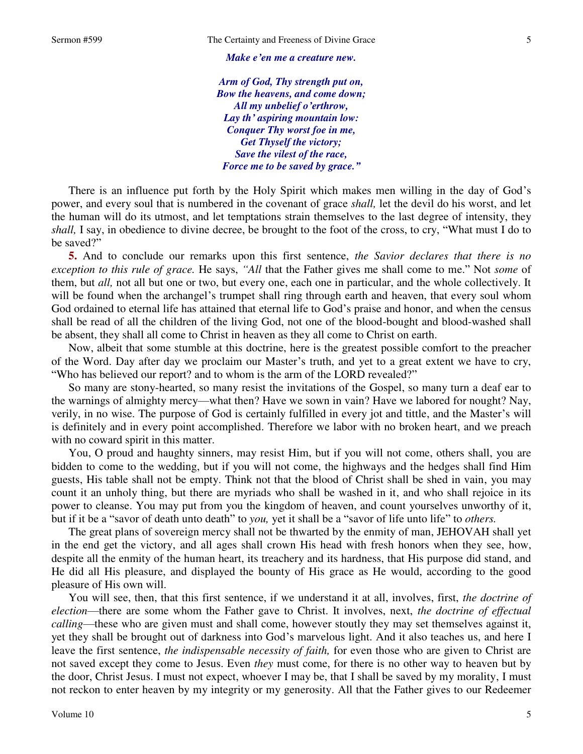*Make e'en me a creature new.*

*Arm of God, Thy strength put on,*
*Bow the heavens, and come down;*
*All my unbelief o'erthrow,*
*Lay th' aspiring mountain low:*
*Conquer Thy worst foe in me,*
*Get Thyself the victory;*
*Save the vilest of the race,*
*Force me to be saved by grace."*

There is an influence put forth by the Holy Spirit which makes men willing in the day of God's power, and every soul that is numbered in the covenant of grace *shall,* let the devil do his worst, and let the human will do its utmost, and let temptations strain themselves to the last degree of intensity, they *shall,* I say, in obedience to divine decree, be brought to the foot of the cross, to cry, "What must I do to be saved?"

**5.** And to conclude our remarks upon this first sentence, *the Savior declares that there is no exception to this rule of grace.* He says, *"All* that the Father gives me shall come to me." Not *some* of them, but *all,* not all but one or two, but every one, each one in particular, and the whole collectively. It will be found when the archangel's trumpet shall ring through earth and heaven, that every soul whom God ordained to eternal life has attained that eternal life to God's praise and honor, and when the census shall be read of all the children of the living God, not one of the blood-bought and blood-washed shall be absent, they shall all come to Christ in heaven as they all come to Christ on earth.

Now, albeit that some stumble at this doctrine, here is the greatest possible comfort to the preacher of the Word. Day after day we proclaim our Master's truth, and yet to a great extent we have to cry, "Who has believed our report? and to whom is the arm of the LORD revealed?"

So many are stony-hearted, so many resist the invitations of the Gospel, so many turn a deaf ear to the warnings of almighty mercy—what then? Have we sown in vain? Have we labored for nought? Nay, verily, in no wise. The purpose of God is certainly fulfilled in every jot and tittle, and the Master's will is definitely and in every point accomplished. Therefore we labor with no broken heart, and we preach with no coward spirit in this matter.

You, O proud and haughty sinners, may resist Him, but if you will not come, others shall, you are bidden to come to the wedding, but if you will not come, the highways and the hedges shall find Him guests, His table shall not be empty. Think not that the blood of Christ shall be shed in vain, you may count it an unholy thing, but there are myriads who shall be washed in it, and who shall rejoice in its power to cleanse. You may put from you the kingdom of heaven, and count yourselves unworthy of it, but if it be a "savor of death unto death" to *you,* yet it shall be a "savor of life unto life" to *others.*

The great plans of sovereign mercy shall not be thwarted by the enmity of man, JEHOVAH shall yet in the end get the victory, and all ages shall crown His head with fresh honors when they see, how, despite all the enmity of the human heart, its treachery and its hardness, that His purpose did stand, and He did all His pleasure, and displayed the bounty of His grace as He would, according to the good pleasure of His own will.

You will see, then, that this first sentence, if we understand it at all, involves, first, *the doctrine of election*—there are some whom the Father gave to Christ. It involves, next, *the doctrine of effectual calling*—these who are given must and shall come, however stoutly they may set themselves against it, yet they shall be brought out of darkness into God's marvelous light. And it also teaches us, and here I leave the first sentence, *the indispensable necessity of faith,* for even those who are given to Christ are not saved except they come to Jesus. Even *they* must come, for there is no other way to heaven but by the door, Christ Jesus. I must not expect, whoever I may be, that I shall be saved by my morality, I must not reckon to enter heaven by my integrity or my generosity. All that the Father gives to our Redeemer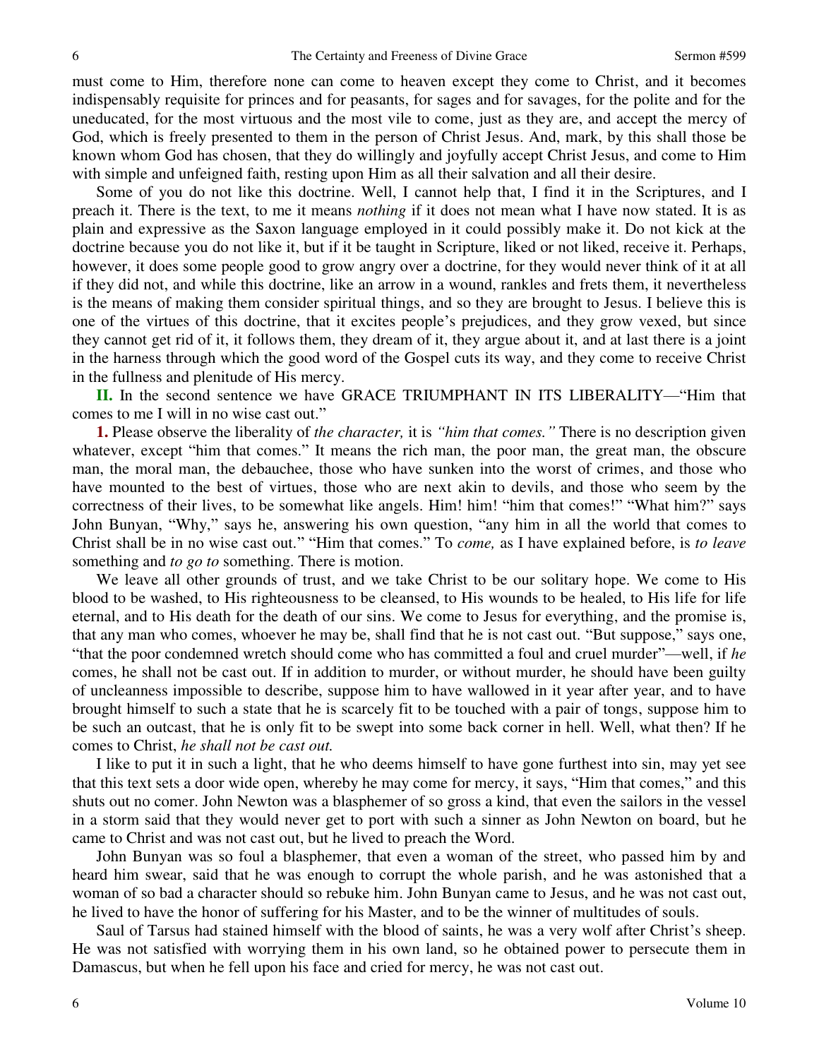must come to Him, therefore none can come to heaven except they come to Christ, and it becomes indispensably requisite for princes and for peasants, for sages and for savages, for the polite and for the uneducated, for the most virtuous and the most vile to come, just as they are, and accept the mercy of God, which is freely presented to them in the person of Christ Jesus. And, mark, by this shall those be known whom God has chosen, that they do willingly and joyfully accept Christ Jesus, and come to Him with simple and unfeigned faith, resting upon Him as all their salvation and all their desire.

Some of you do not like this doctrine. Well, I cannot help that, I find it in the Scriptures, and I preach it. There is the text, to me it means *nothing* if it does not mean what I have now stated. It is as plain and expressive as the Saxon language employed in it could possibly make it. Do not kick at the doctrine because you do not like it, but if it be taught in Scripture, liked or not liked, receive it. Perhaps, however, it does some people good to grow angry over a doctrine, for they would never think of it at all if they did not, and while this doctrine, like an arrow in a wound, rankles and frets them, it nevertheless is the means of making them consider spiritual things, and so they are brought to Jesus. I believe this is one of the virtues of this doctrine, that it excites people's prejudices, and they grow vexed, but since they cannot get rid of it, it follows them, they dream of it, they argue about it, and at last there is a joint in the harness through which the good word of the Gospel cuts its way, and they come to receive Christ in the fullness and plenitude of His mercy.

**II.** In the second sentence we have GRACE TRIUMPHANT IN ITS LIBERALITY—"Him that comes to me I will in no wise cast out."

**1.** Please observe the liberality of *the character,* it is *"him that comes."* There is no description given whatever, except "him that comes." It means the rich man, the poor man, the great man, the obscure man, the moral man, the debauchee, those who have sunken into the worst of crimes, and those who have mounted to the best of virtues, those who are next akin to devils, and those who seem by the correctness of their lives, to be somewhat like angels. Him! him! "him that comes!" "What him?" says John Bunyan, "Why," says he, answering his own question, "any him in all the world that comes to Christ shall be in no wise cast out." "Him that comes." To *come,* as I have explained before, is *to leave* something and *to go to* something. There is motion.

We leave all other grounds of trust, and we take Christ to be our solitary hope. We come to His blood to be washed, to His righteousness to be cleansed, to His wounds to be healed, to His life for life eternal, and to His death for the death of our sins. We come to Jesus for everything, and the promise is, that any man who comes, whoever he may be, shall find that he is not cast out. "But suppose," says one, "that the poor condemned wretch should come who has committed a foul and cruel murder"—well, if *he* comes, he shall not be cast out. If in addition to murder, or without murder, he should have been guilty of uncleanness impossible to describe, suppose him to have wallowed in it year after year, and to have brought himself to such a state that he is scarcely fit to be touched with a pair of tongs, suppose him to be such an outcast, that he is only fit to be swept into some back corner in hell. Well, what then? If he comes to Christ, *he shall not be cast out.*

I like to put it in such a light, that he who deems himself to have gone furthest into sin, may yet see that this text sets a door wide open, whereby he may come for mercy, it says, "Him that comes," and this shuts out no comer. John Newton was a blasphemer of so gross a kind, that even the sailors in the vessel in a storm said that they would never get to port with such a sinner as John Newton on board, but he came to Christ and was not cast out, but he lived to preach the Word.

John Bunyan was so foul a blasphemer, that even a woman of the street, who passed him by and heard him swear, said that he was enough to corrupt the whole parish, and he was astonished that a woman of so bad a character should so rebuke him. John Bunyan came to Jesus, and he was not cast out, he lived to have the honor of suffering for his Master, and to be the winner of multitudes of souls.

Saul of Tarsus had stained himself with the blood of saints, he was a very wolf after Christ's sheep. He was not satisfied with worrying them in his own land, so he obtained power to persecute them in Damascus, but when he fell upon his face and cried for mercy, he was not cast out.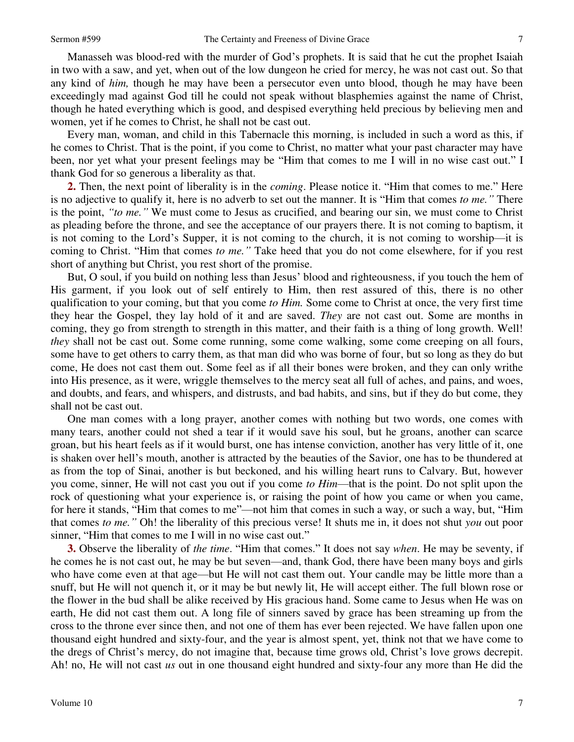Manasseh was blood-red with the murder of God's prophets. It is said that he cut the prophet Isaiah in two with a saw, and yet, when out of the low dungeon he cried for mercy, he was not cast out. So that any kind of *him,* though he may have been a persecutor even unto blood, though he may have been exceedingly mad against God till he could not speak without blasphemies against the name of Christ, though he hated everything which is good, and despised everything held precious by believing men and women, yet if he comes to Christ, he shall not be cast out.

Every man, woman, and child in this Tabernacle this morning, is included in such a word as this, if he comes to Christ. That is the point, if you come to Christ, no matter what your past character may have been, nor yet what your present feelings may be "Him that comes to me I will in no wise cast out." I thank God for so generous a liberality as that.

**2.** Then, the next point of liberality is in the *coming*. Please notice it. "Him that comes to me." Here is no adjective to qualify it, here is no adverb to set out the manner. It is "Him that comes *to me."* There is the point, *"to me."* We must come to Jesus as crucified, and bearing our sin, we must come to Christ as pleading before the throne, and see the acceptance of our prayers there. It is not coming to baptism, it is not coming to the Lord's Supper, it is not coming to the church, it is not coming to worship—it is coming to Christ. "Him that comes *to me."* Take heed that you do not come elsewhere, for if you rest short of anything but Christ, you rest short of the promise.

But, O soul, if you build on nothing less than Jesus' blood and righteousness, if you touch the hem of His garment, if you look out of self entirely to Him, then rest assured of this, there is no other qualification to your coming, but that you come *to Him.* Some come to Christ at once, the very first time they hear the Gospel, they lay hold of it and are saved. *They* are not cast out. Some are months in coming, they go from strength to strength in this matter, and their faith is a thing of long growth. Well! *they* shall not be cast out. Some come running, some come walking, some come creeping on all fours, some have to get others to carry them, as that man did who was borne of four, but so long as they do but come, He does not cast them out. Some feel as if all their bones were broken, and they can only writhe into His presence, as it were, wriggle themselves to the mercy seat all full of aches, and pains, and woes, and doubts, and fears, and whispers, and distrusts, and bad habits, and sins, but if they do but come, they shall not be cast out.

One man comes with a long prayer, another comes with nothing but two words, one comes with many tears, another could not shed a tear if it would save his soul, but he groans, another can scarce groan, but his heart feels as if it would burst, one has intense conviction, another has very little of it, one is shaken over hell's mouth, another is attracted by the beauties of the Savior, one has to be thundered at as from the top of Sinai, another is but beckoned, and his willing heart runs to Calvary. But, however you come, sinner, He will not cast you out if you come *to Him*—that is the point. Do not split upon the rock of questioning what your experience is, or raising the point of how you came or when you came, for here it stands, "Him that comes to me"—not him that comes in such a way, or such a way, but, "Him that comes *to me."* Oh! the liberality of this precious verse! It shuts me in, it does not shut *you* out poor sinner, "Him that comes to me I will in no wise cast out."

**3.** Observe the liberality of *the time*. "Him that comes." It does not say *when*. He may be seventy, if he comes he is not cast out, he may be but seven—and, thank God, there have been many boys and girls who have come even at that age—but He will not cast them out. Your candle may be little more than a snuff, but He will not quench it, or it may be but newly lit, He will accept either. The full blown rose or the flower in the bud shall be alike received by His gracious hand. Some came to Jesus when He was on earth, He did not cast them out. A long file of sinners saved by grace has been streaming up from the cross to the throne ever since then, and not one of them has ever been rejected. We have fallen upon one thousand eight hundred and sixty-four, and the year is almost spent, yet, think not that we have come to the dregs of Christ's mercy, do not imagine that, because time grows old, Christ's love grows decrepit. Ah! no, He will not cast *us* out in one thousand eight hundred and sixty-four any more than He did the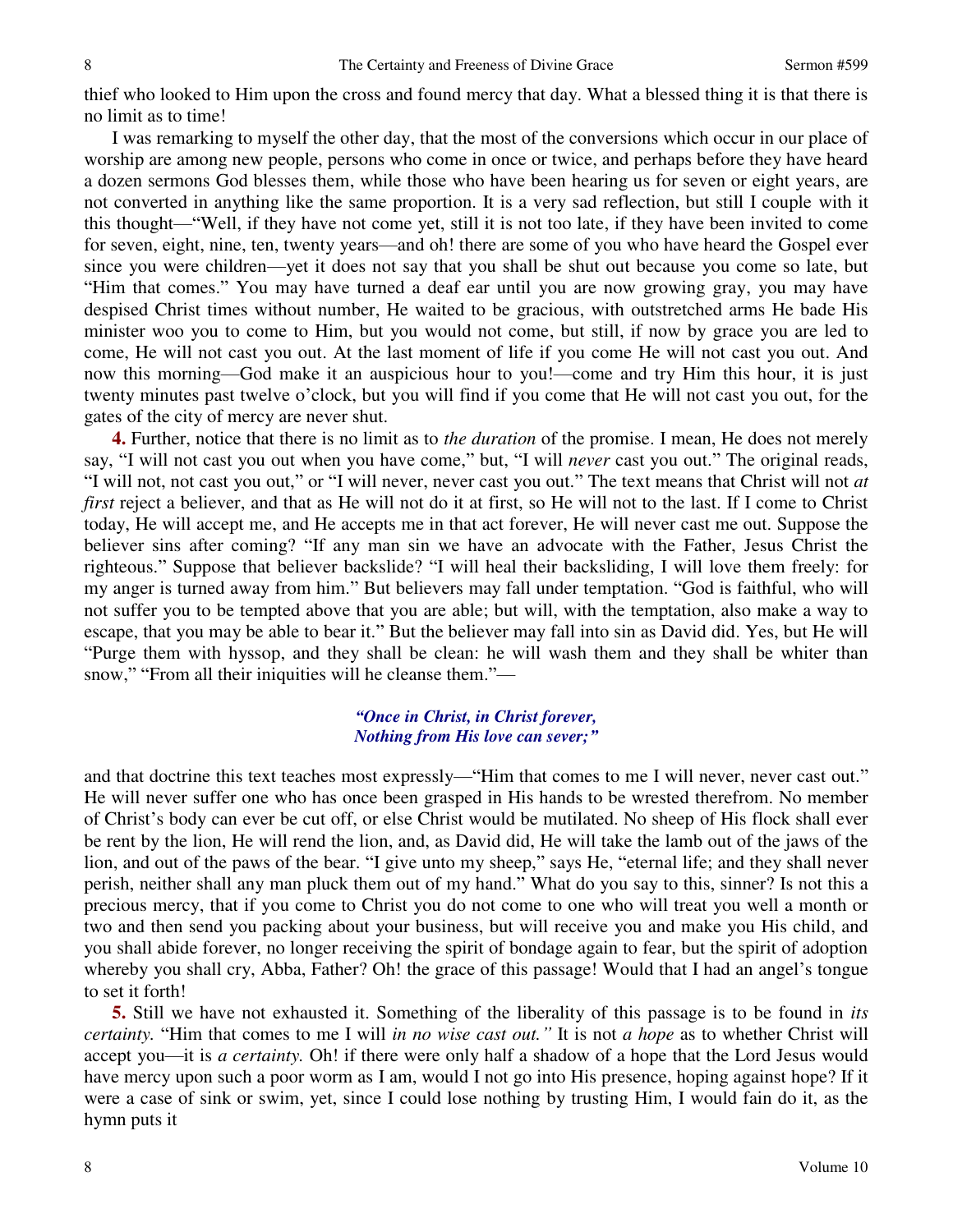thief who looked to Him upon the cross and found mercy that day. What a blessed thing it is that there is no limit as to time!

I was remarking to myself the other day, that the most of the conversions which occur in our place of worship are among new people, persons who come in once or twice, and perhaps before they have heard a dozen sermons God blesses them, while those who have been hearing us for seven or eight years, are not converted in anything like the same proportion. It is a very sad reflection, but still I couple with it this thought—"Well, if they have not come yet, still it is not too late, if they have been invited to come for seven, eight, nine, ten, twenty years—and oh! there are some of you who have heard the Gospel ever since you were children—yet it does not say that you shall be shut out because you come so late, but "Him that comes." You may have turned a deaf ear until you are now growing gray, you may have despised Christ times without number, He waited to be gracious, with outstretched arms He bade His minister woo you to come to Him, but you would not come, but still, if now by grace you are led to come, He will not cast you out. At the last moment of life if you come He will not cast you out. And now this morning—God make it an auspicious hour to you!—come and try Him this hour, it is just twenty minutes past twelve o'clock, but you will find if you come that He will not cast you out, for the gates of the city of mercy are never shut.

**4.** Further, notice that there is no limit as to *the duration* of the promise. I mean, He does not merely say, "I will not cast you out when you have come," but, "I will *never* cast you out." The original reads, "I will not, not cast you out," or "I will never, never cast you out." The text means that Christ will not *at first* reject a believer, and that as He will not do it at first, so He will not to the last. If I come to Christ today, He will accept me, and He accepts me in that act forever, He will never cast me out. Suppose the believer sins after coming? "If any man sin we have an advocate with the Father, Jesus Christ the righteous." Suppose that believer backslide? "I will heal their backsliding, I will love them freely: for my anger is turned away from him." But believers may fall under temptation. "God is faithful, who will not suffer you to be tempted above that you are able; but will, with the temptation, also make a way to escape, that you may be able to bear it." But the believer may fall into sin as David did. Yes, but He will "Purge them with hyssop, and they shall be clean: he will wash them and they shall be whiter than snow," "From all their iniquities will he cleanse them."—

*"Once in Christ, in Christ forever,*
*Nothing from His love can sever;"*

and that doctrine this text teaches most expressly—"Him that comes to me I will never, never cast out." He will never suffer one who has once been grasped in His hands to be wrested therefrom. No member of Christ's body can ever be cut off, or else Christ would be mutilated. No sheep of His flock shall ever be rent by the lion, He will rend the lion, and, as David did, He will take the lamb out of the jaws of the lion, and out of the paws of the bear. "I give unto my sheep," says He, "eternal life; and they shall never perish, neither shall any man pluck them out of my hand." What do you say to this, sinner? Is not this a precious mercy, that if you come to Christ you do not come to one who will treat you well a month or two and then send you packing about your business, but will receive you and make you His child, and you shall abide forever, no longer receiving the spirit of bondage again to fear, but the spirit of adoption whereby you shall cry, Abba, Father? Oh! the grace of this passage! Would that I had an angel's tongue to set it forth!

**5.** Still we have not exhausted it. Something of the liberality of this passage is to be found in *its certainty.* "Him that comes to me I will *in no wise cast out."* It is not *a hope* as to whether Christ will accept you—it is *a certainty.* Oh! if there were only half a shadow of a hope that the Lord Jesus would have mercy upon such a poor worm as I am, would I not go into His presence, hoping against hope? If it were a case of sink or swim, yet, since I could lose nothing by trusting Him, I would fain do it, as the hymn puts it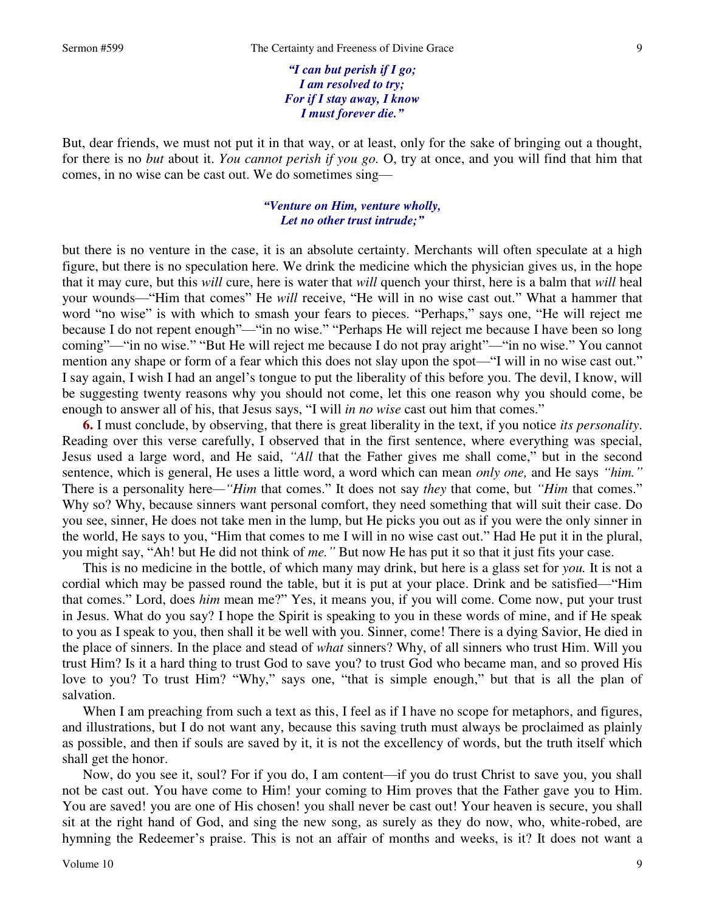*"I can but perish if I go;*
*I am resolved to try;*
*For if I stay away, I know*
*I must forever die."*

But, dear friends, we must not put it in that way, or at least, only for the sake of bringing out a thought, for there is no *but* about it. *You cannot perish if you go.* O, try at once, and you will find that him that comes, in no wise can be cast out. We do sometimes sing—

*"Venture on Him, venture wholly,*
*Let no other trust intrude;"*

but there is no venture in the case, it is an absolute certainty. Merchants will often speculate at a high figure, but there is no speculation here. We drink the medicine which the physician gives us, in the hope that it may cure, but this *will* cure, here is water that *will* quench your thirst, here is a balm that *will* heal your wounds—"Him that comes" He *will* receive, "He will in no wise cast out." What a hammer that word "no wise" is with which to smash your fears to pieces. "Perhaps," says one, "He will reject me because I do not repent enough"—"in no wise." "Perhaps He will reject me because I have been so long coming"—"in no wise." "But He will reject me because I do not pray aright"—"in no wise." You cannot mention any shape or form of a fear which this does not slay upon the spot—"I will in no wise cast out." I say again, I wish I had an angel's tongue to put the liberality of this before you. The devil, I know, will be suggesting twenty reasons why you should not come, let this one reason why you should come, be enough to answer all of his, that Jesus says, "I will *in no wise* cast out him that comes."

**6.** I must conclude, by observing, that there is great liberality in the text, if you notice *its personality*. Reading over this verse carefully, I observed that in the first sentence, where everything was special, Jesus used a large word, and He said, *"All* that the Father gives me shall come," but in the second sentence, which is general, He uses a little word, a word which can mean *only one,* and He says *"him."* There is a personality here—*"Him* that comes." It does not say *they* that come, but *"Him* that comes." Why so? Why, because sinners want personal comfort, they need something that will suit their case. Do you see, sinner, He does not take men in the lump, but He picks you out as if you were the only sinner in the world, He says to you, "Him that comes to me I will in no wise cast out." Had He put it in the plural, you might say, "Ah! but He did not think of *me."* But now He has put it so that it just fits your case.

This is no medicine in the bottle, of which many may drink, but here is a glass set for *you.* It is not a cordial which may be passed round the table, but it is put at your place. Drink and be satisfied—"Him that comes." Lord, does *him* mean me?" Yes, it means you, if you will come. Come now, put your trust in Jesus. What do you say? I hope the Spirit is speaking to you in these words of mine, and if He speak to you as I speak to you, then shall it be well with you. Sinner, come! There is a dying Savior, He died in the place of sinners. In the place and stead of *what* sinners? Why, of all sinners who trust Him. Will you trust Him? Is it a hard thing to trust God to save you? to trust God who became man, and so proved His love to you? To trust Him? "Why," says one, "that is simple enough," but that is all the plan of salvation.

When I am preaching from such a text as this, I feel as if I have no scope for metaphors, and figures, and illustrations, but I do not want any, because this saving truth must always be proclaimed as plainly as possible, and then if souls are saved by it, it is not the excellency of words, but the truth itself which shall get the honor.

Now, do you see it, soul? For if you do, I am content—if you do trust Christ to save you, you shall not be cast out. You have come to Him! your coming to Him proves that the Father gave you to Him. You are saved! you are one of His chosen! you shall never be cast out! Your heaven is secure, you shall sit at the right hand of God, and sing the new song, as surely as they do now, who, white-robed, are hymning the Redeemer's praise. This is not an affair of months and weeks, is it? It does not want a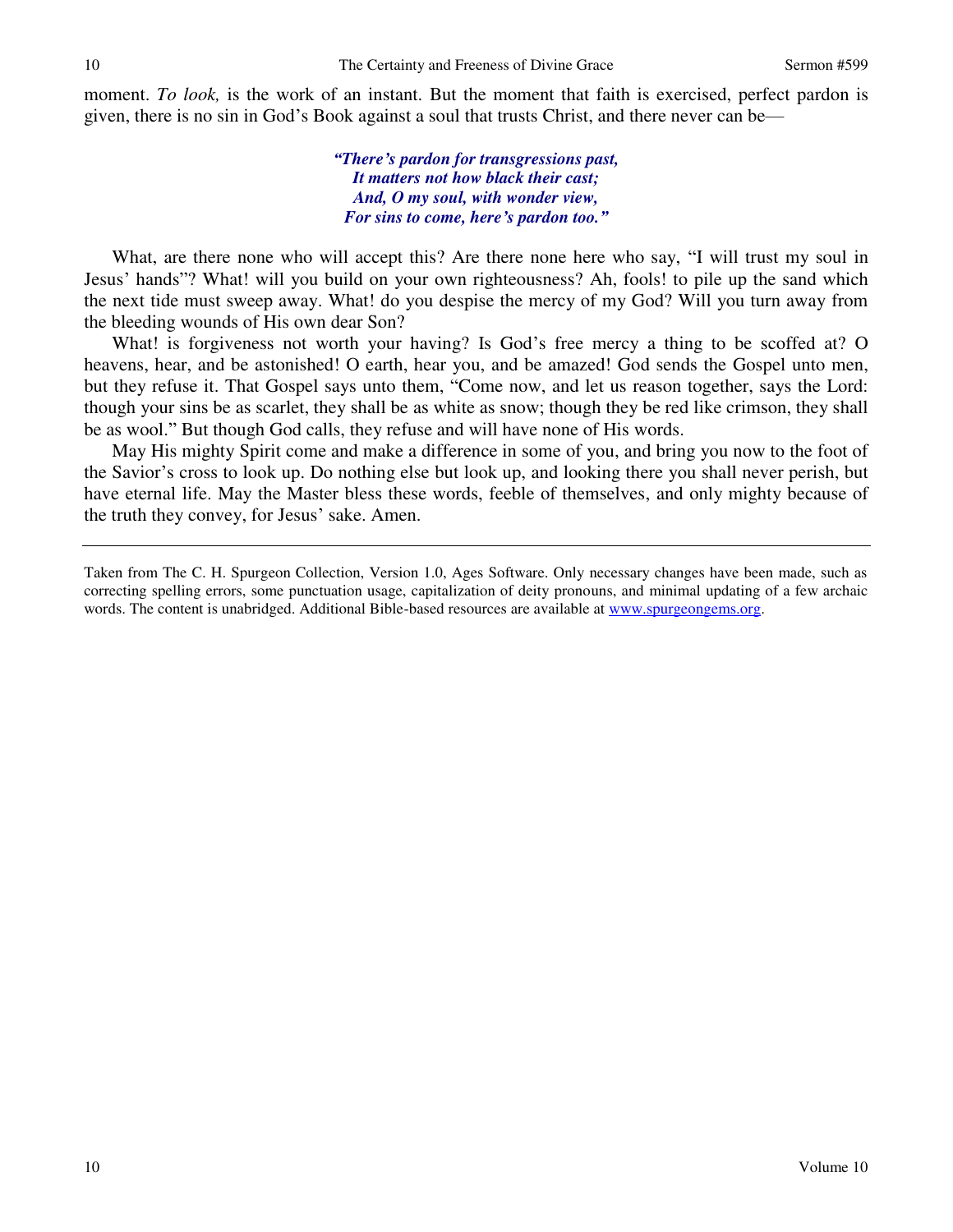moment. *To look,* is the work of an instant. But the moment that faith is exercised, perfect pardon is given, there is no sin in God's Book against a soul that trusts Christ, and there never can be—

> ***"There's pardon for transgressions past,***
> ***It matters not how black their cast;***
> ***And, O my soul, with wonder view,***
> ***For sins to come, here's pardon too."***

What, are there none who will accept this? Are there none here who say, "I will trust my soul in Jesus' hands"? What! will you build on your own righteousness? Ah, fools! to pile up the sand which the next tide must sweep away. What! do you despise the mercy of my God? Will you turn away from the bleeding wounds of His own dear Son?

What! is forgiveness not worth your having? Is God's free mercy a thing to be scoffed at? O heavens, hear, and be astonished! O earth, hear you, and be amazed! God sends the Gospel unto men, but they refuse it. That Gospel says unto them, "Come now, and let us reason together, says the Lord: though your sins be as scarlet, they shall be as white as snow; though they be red like crimson, they shall be as wool." But though God calls, they refuse and will have none of His words.

May His mighty Spirit come and make a difference in some of you, and bring you now to the foot of the Savior's cross to look up. Do nothing else but look up, and looking there you shall never perish, but have eternal life. May the Master bless these words, feeble of themselves, and only mighty because of the truth they convey, for Jesus' sake. Amen.

---

Taken from The C. H. Spurgeon Collection, Version 1.0, Ages Software. Only necessary changes have been made, such as correcting spelling errors, some punctuation usage, capitalization of deity pronouns, and minimal updating of a few archaic words. The content is unabridged. Additional Bible-based resources are available at [www.spurgeongems.org](http://www.spurgeongems.org).